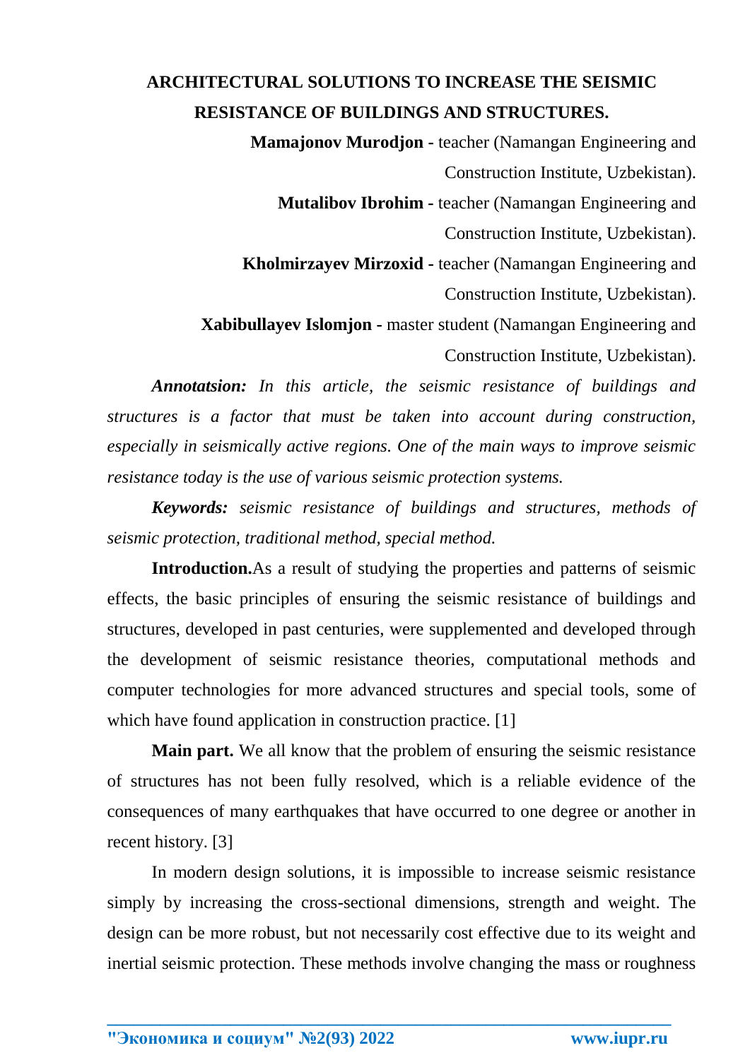# ARCHITECTURAL SOLUTIONS TO INCREASE THE SEISMIC RESISTANCE OF BUILDINGS AND STRUCTURES.

**Mamajonov Murodjon -** teacher (Namangan Engineering and Construction Institute, Uzbekistan).

**Mutalibov Ibrohim -** teacher (Namangan Engineering and Construction Institute, Uzbekistan).

**Kholmirzayev Mirzoxid -** teacher (Namangan Engineering and Construction Institute, Uzbekistan).

**Xabibullayev Islomjon -** master student (Namangan Engineering and Construction Institute, Uzbekistan).

***Annotatsion:*** *In this article, the seismic resistance of buildings and structures is a factor that must be taken into account during construction, especially in seismically active regions. One of the main ways to improve seismic resistance today is the use of various seismic protection systems.*

***Keywords:*** *seismic resistance of buildings and structures, methods of seismic protection, traditional method, special method.*

**Introduction.**As a result of studying the properties and patterns of seismic effects, the basic principles of ensuring the seismic resistance of buildings and structures, developed in past centuries, were supplemented and developed through the development of seismic resistance theories, computational methods and computer technologies for more advanced structures and special tools, some of which have found application in construction practice. [1]

**Main part.** We all know that the problem of ensuring the seismic resistance of structures has not been fully resolved, which is a reliable evidence of the consequences of many earthquakes that have occurred to one degree or another in recent history. [3]

In modern design solutions, it is impossible to increase seismic resistance simply by increasing the cross-sectional dimensions, strength and weight. The design can be more robust, but not necessarily cost effective due to its weight and inertial seismic protection. These methods involve changing the mass or roughness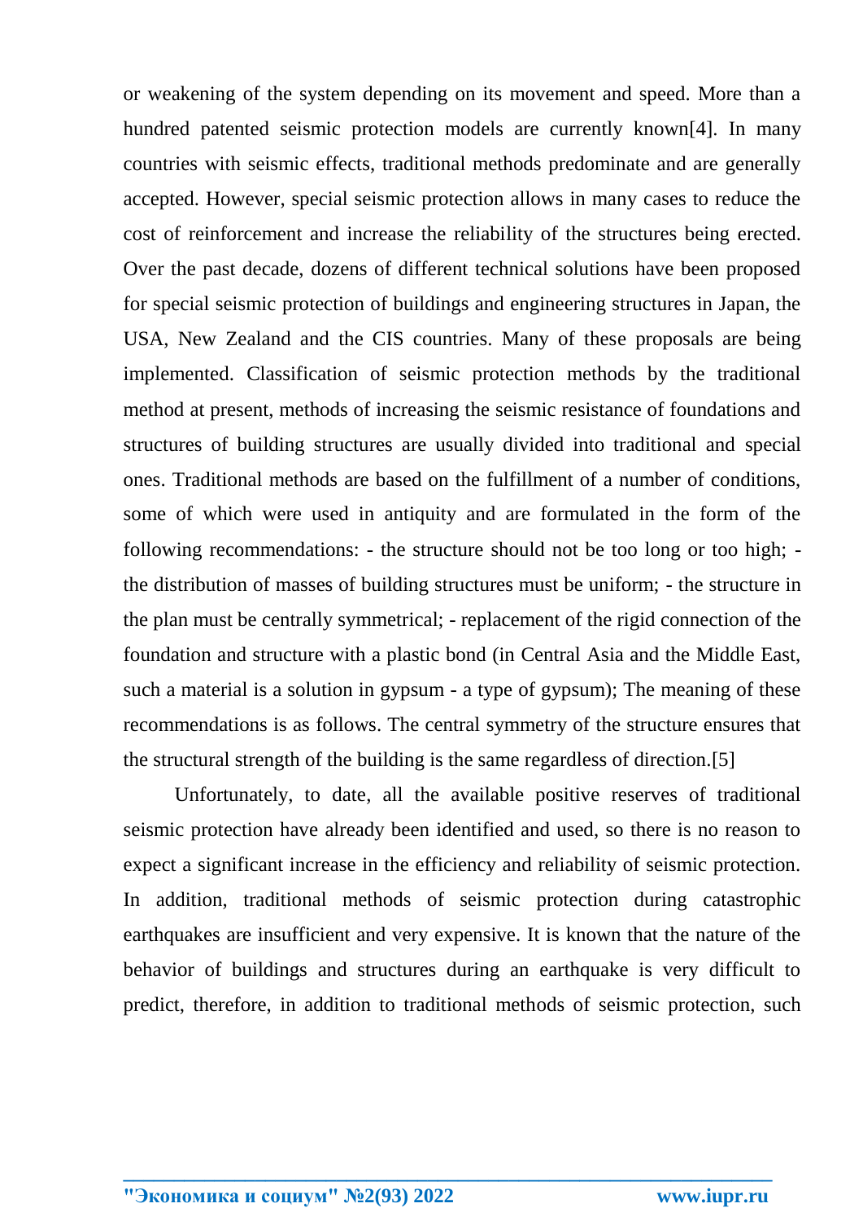or weakening of the system depending on its movement and speed. More than a hundred patented seismic protection models are currently known[4]. In many countries with seismic effects, traditional methods predominate and are generally accepted. However, special seismic protection allows in many cases to reduce the cost of reinforcement and increase the reliability of the structures being erected. Over the past decade, dozens of different technical solutions have been proposed for special seismic protection of buildings and engineering structures in Japan, the USA, New Zealand and the CIS countries. Many of these proposals are being implemented. Classification of seismic protection methods by the traditional method at present, methods of increasing the seismic resistance of foundations and structures of building structures are usually divided into traditional and special ones. Traditional methods are based on the fulfillment of a number of conditions, some of which were used in antiquity and are formulated in the form of the following recommendations: - the structure should not be too long or too high; - the distribution of masses of building structures must be uniform; - the structure in the plan must be centrally symmetrical; - replacement of the rigid connection of the foundation and structure with a plastic bond (in Central Asia and the Middle East, such a material is a solution in gypsum - a type of gypsum); The meaning of these recommendations is as follows. The central symmetry of the structure ensures that the structural strength of the building is the same regardless of direction.[5]

Unfortunately, to date, all the available positive reserves of traditional seismic protection have already been identified and used, so there is no reason to expect a significant increase in the efficiency and reliability of seismic protection. In addition, traditional methods of seismic protection during catastrophic earthquakes are insufficient and very expensive. It is known that the nature of the behavior of buildings and structures during an earthquake is very difficult to predict, therefore, in addition to traditional methods of seismic protection, such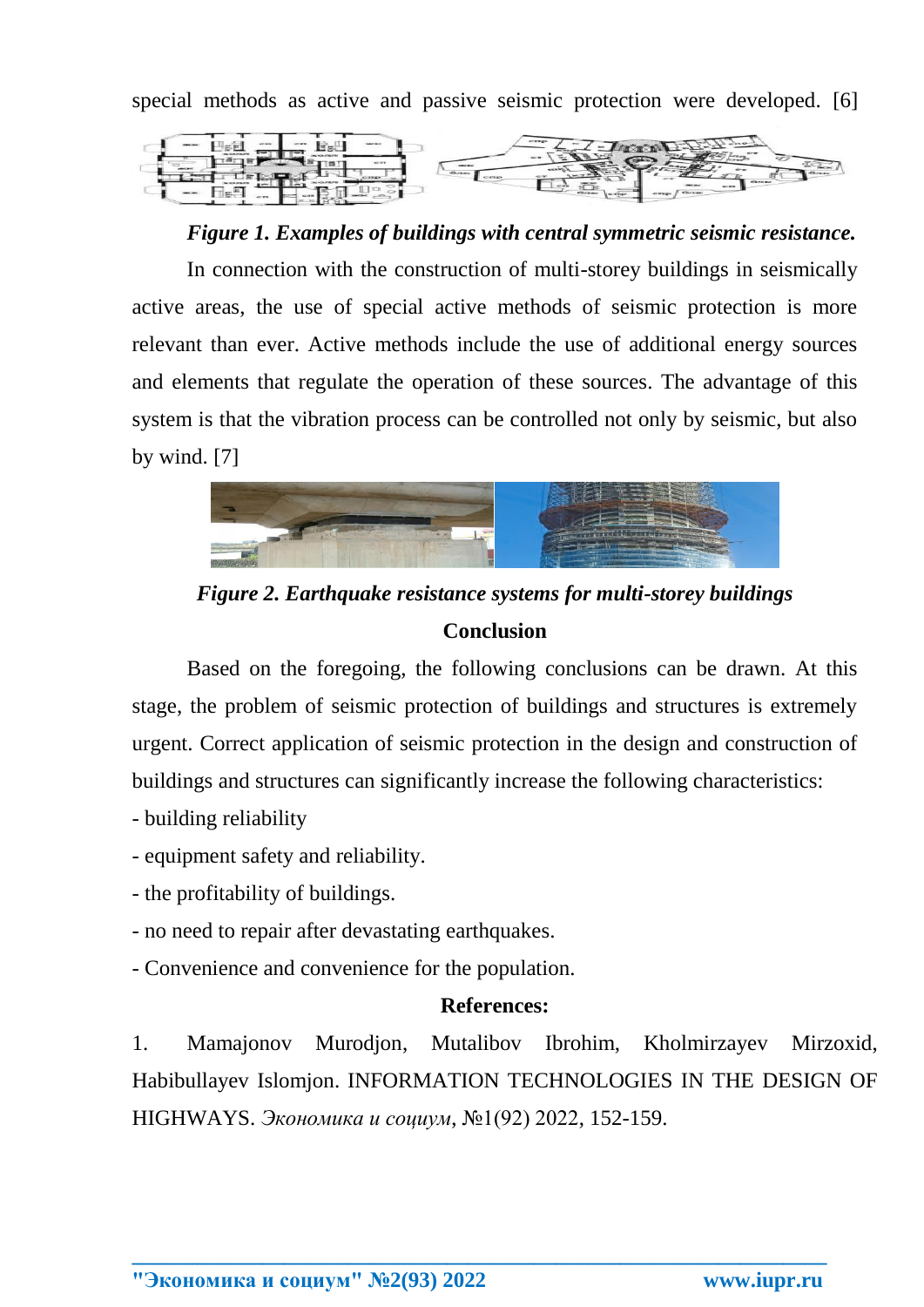special methods as active and passive seismic protection were developed. [6]

***Figure 1. Examples of buildings with central symmetric seismic resistance.***

In connection with the construction of multi-storey buildings in seismically active areas, the use of special active methods of seismic protection is more relevant than ever. Active methods include the use of additional energy sources and elements that regulate the operation of these sources. The advantage of this system is that the vibration process can be controlled not only by seismic, but also by wind. [7]

***Figure 2. Earthquake resistance systems for multi-storey buildings***

## Conclusion

Based on the foregoing, the following conclusions can be drawn. At this stage, the problem of seismic protection of buildings and structures is extremely urgent. Correct application of seismic protection in the design and construction of buildings and structures can significantly increase the following characteristics:

- building reliability
- equipment safety and reliability.
- the profitability of buildings.
- no need to repair after devastating earthquakes.
- Convenience and convenience for the population.

## References:

1. Mamajonov Murodjon, Mutalibov Ibrohim, Kholmirzayev Mirzoxid, Habibullayev Islomjon. INFORMATION TECHNOLOGIES IN THE DESIGN OF HIGHWAYS. *Экономика и социум*, №1(92) 2022, 152-159.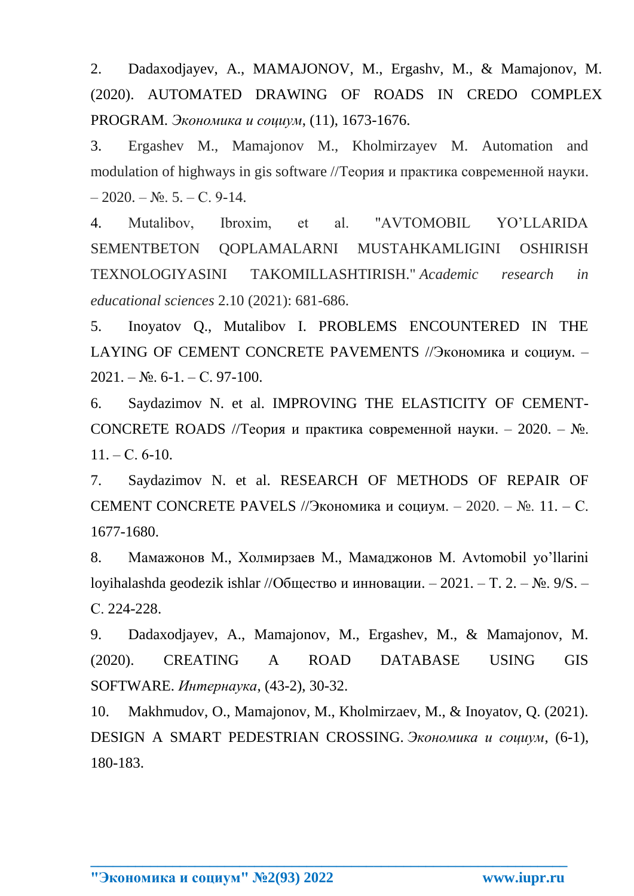2. Dadaxodjayev, A., MAMAJONOV, M., Ergashv, M., & Mamajonov, M. (2020). AUTOMATED DRAWING OF ROADS IN CREDO COMPLEX PROGRAM. *Экономика и социум*, (11), 1673-1676.

3. Ergashev M., Mamajonov M., Kholmirzayev M. Automation and modulation of highways in gis software //Теория и практика современной науки. – 2020. – №. 5. – С. 9-14.

4. Mutalibov, Ibroxim, et al. "AVTOMOBIL YO'LLARIDA SEMENTBETON QOPLAMALARNI MUSTAHKAMLIGINI OSHIRISH TEXNOLOGIYASINI TAKOMILLASHTIRISH." *Academic research in educational sciences* 2.10 (2021): 681-686.

5. Inoyatov Q., Mutalibov I. PROBLEMS ENCOUNTERED IN THE LAYING OF CEMENT CONCRETE PAVEMENTS //Экономика и социум. – 2021. – №. 6-1. – С. 97-100.

6. Saydazimov N. et al. IMPROVING THE ELASTICITY OF CEMENT-CONCRETE ROADS //Теория и практика современной науки. – 2020. – №. 11. – С. 6-10.

7. Saydazimov N. et al. RESEARCH OF METHODS OF REPAIR OF CEMENT CONCRETE PAVELS //Экономика и социум. – 2020. – №. 11. – С. 1677-1680.

8. Мамажонов М., Холмирзаев М., Мамаджонов М. Avtomobil yo'llarini loyihalashda geodezik ishlar //Общество и инновации. – 2021. – Т. 2. – №. 9/S. – С. 224-228.

9. Dadaxodjayev, A., Mamajonov, M., Ergashev, M., & Mamajonov, M. (2020). CREATING A ROAD DATABASE USING GIS SOFTWARE. *Интернаука*, (43-2), 30-32.

10. Makhmudov, O., Mamajonov, M., Kholmirzaev, M., & Inoyatov, Q. (2021). DESIGN A SMART PEDESTRIAN CROSSING. *Экономика и социум*, (6-1), 180-183.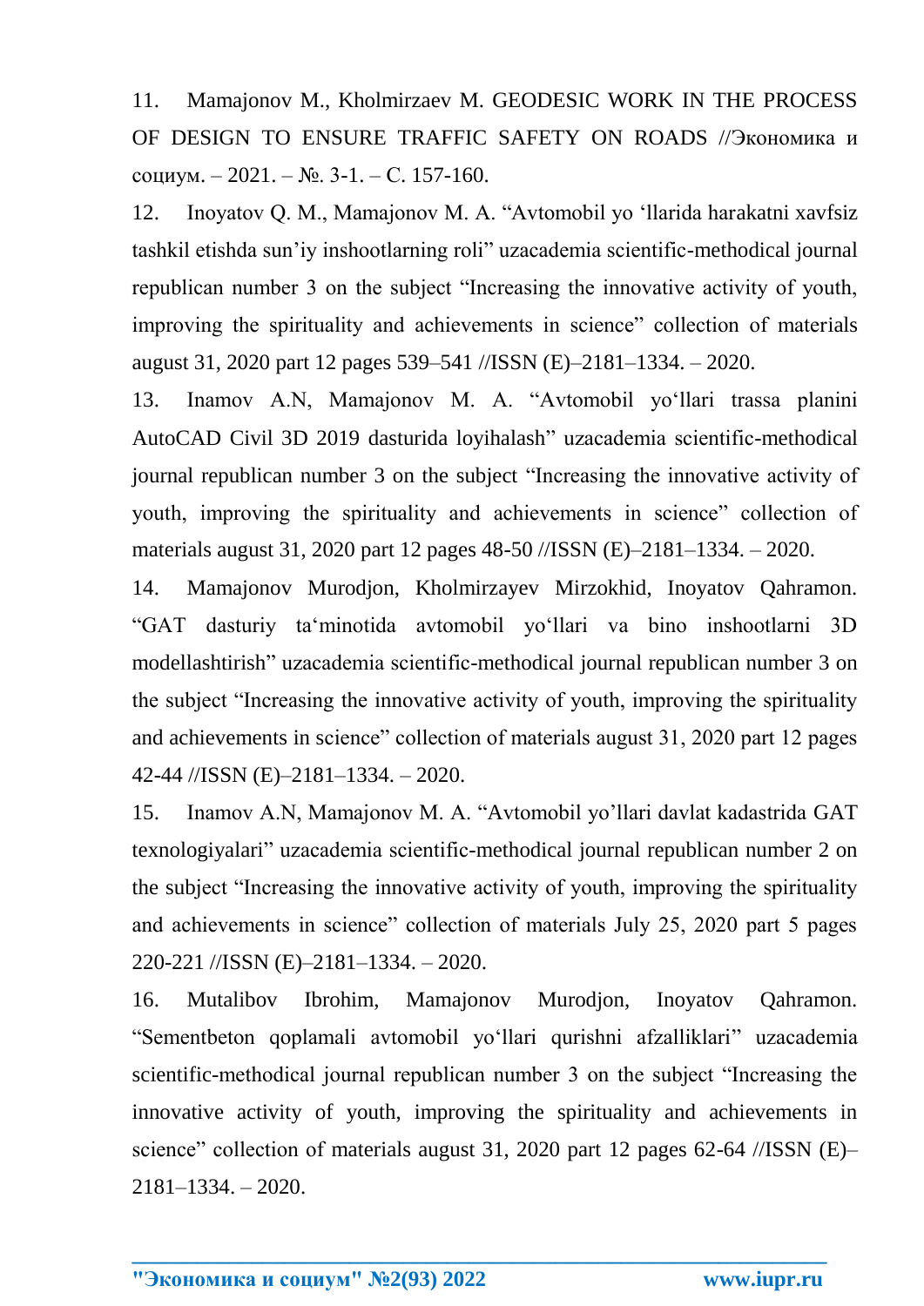11. Mamajonov M., Kholmirzaev M. GEODESIC WORK IN THE PROCESS OF DESIGN TO ENSURE TRAFFIC SAFETY ON ROADS //Экономика и социум. – 2021. – №. 3-1. – С. 157-160.

12. Inoyatov Q. M., Mamajonov M. A. "Avtomobil yo ‘llarida harakatni xavfsiz tashkil etishda sun'iy inshootlarning roli" uzacademia scientific-methodical journal republican number 3 on the subject "Increasing the innovative activity of youth, improving the spirituality and achievements in science" collection of materials august 31, 2020 part 12 pages 539–541 //ISSN (E)–2181–1334. – 2020.

13. Inamov A.N, Mamajonov M. A. "Avtomobil yo'llari trassa planini AutoCAD Civil 3D 2019 dasturida loyihalash" uzacademia scientific-methodical journal republican number 3 on the subject "Increasing the innovative activity of youth, improving the spirituality and achievements in science" collection of materials august 31, 2020 part 12 pages 48-50 //ISSN (E)–2181–1334. – 2020.

14. Mamajonov Murodjon, Kholmirzayev Mirzokhid, Inoyatov Qahramon. "GAT dasturiy ta'minotida avtomobil yo'llari va bino inshootlarni 3D modellashtirish" uzacademia scientific-methodical journal republican number 3 on the subject "Increasing the innovative activity of youth, improving the spirituality and achievements in science" collection of materials august 31, 2020 part 12 pages 42-44 //ISSN (E)–2181–1334. – 2020.

15. Inamov A.N, Mamajonov M. A. "Avtomobil yo'llari davlat kadastrida GAT texnologiyalari" uzacademia scientific-methodical journal republican number 2 on the subject "Increasing the innovative activity of youth, improving the spirituality and achievements in science" collection of materials July 25, 2020 part 5 pages 220-221 //ISSN (E)–2181–1334. – 2020.

16. Mutalibov Ibrohim, Mamajonov Murodjon, Inoyatov Qahramon. "Sementbeton qoplamali avtomobil yo'llari qurishni afzalliklari" uzacademia scientific-methodical journal republican number 3 on the subject "Increasing the innovative activity of youth, improving the spirituality and achievements in science" collection of materials august 31, 2020 part 12 pages 62-64 //ISSN (E)–2181–1334. – 2020.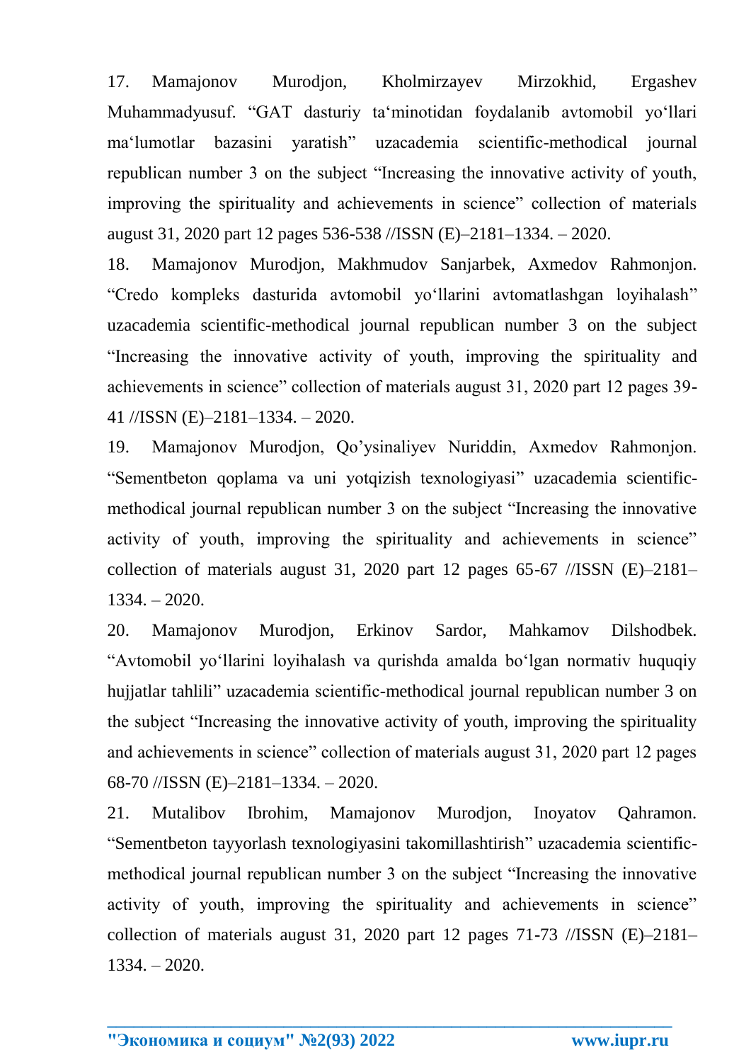17. Mamajonov Murodjon, Kholmirzayev Mirzokhid, Ergashev Muhammadyusuf. “GAT dasturiy ta‘minotidan foydalanib avtomobil yo‘llari ma‘lumotlar bazasini yaratish” uzacademia scientific-methodical journal republican number 3 on the subject “Increasing the innovative activity of youth, improving the spirituality and achievements in science” collection of materials august 31, 2020 part 12 pages 536-538 //ISSN (E)–2181–1334. – 2020.

18. Mamajonov Murodjon, Makhmudov Sanjarbek, Axmedov Rahmonjon. “Credo kompleks dasturida avtomobil yo‘llarini avtomatlashgan loyihalash” uzacademia scientific-methodical journal republican number 3 on the subject “Increasing the innovative activity of youth, improving the spirituality and achievements in science” collection of materials august 31, 2020 part 12 pages 39-41 //ISSN (E)–2181–1334. – 2020.

19. Mamajonov Murodjon, Qo’ysinaliyev Nuriddin, Axmedov Rahmonjon. “Sementbeton qoplama va uni yotqizish texnologiyasi” uzacademia scientific-methodical journal republican number 3 on the subject “Increasing the innovative activity of youth, improving the spirituality and achievements in science” collection of materials august 31, 2020 part 12 pages 65-67 //ISSN (E)–2181–1334. – 2020.

20. Mamajonov Murodjon, Erkinov Sardor, Mahkamov Dilshodbek. “Avtomobil yo‘llarini loyihalash va qurishda amalda bo‘lgan normativ huquqiy hujjatlar tahlili” uzacademia scientific-methodical journal republican number 3 on the subject “Increasing the innovative activity of youth, improving the spirituality and achievements in science” collection of materials august 31, 2020 part 12 pages 68-70 //ISSN (E)–2181–1334. – 2020.

21. Mutalibov Ibrohim, Mamajonov Murodjon, Inoyatov Qahramon. “Sementbeton tayyorlash texnologiyasini takomillashtirish” uzacademia scientific-methodical journal republican number 3 on the subject “Increasing the innovative activity of youth, improving the spirituality and achievements in science” collection of materials august 31, 2020 part 12 pages 71-73 //ISSN (E)–2181–1334. – 2020.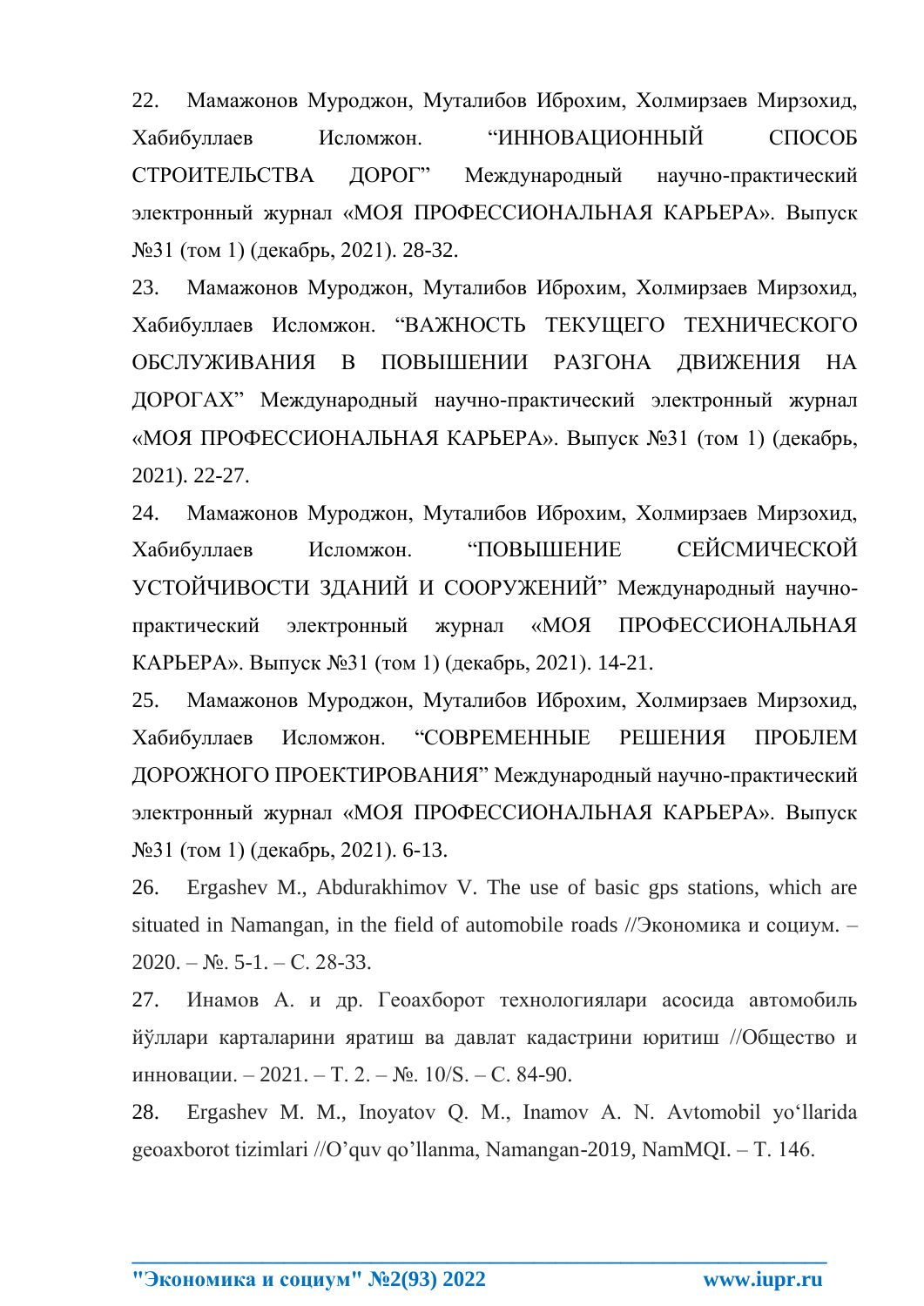22. Мамажонов Мурoджон, Муталибов Иброхим, Холмирзаев Мирзохид, Хабибуллаев Исломжон. “ИННОВАЦИОННЫЙ СПОСОБ СТРОИТЕЛЬСТВА ДОРОГ” Международный научно-практический электронный журнал «МОЯ ПРОФЕССИОНАЛЬНАЯ КАРЬЕРА». Выпуск №31 (том 1) (декабрь, 2021). 28-32.

23. Мамажонов Мурoджон, Муталибов Иброхим, Холмирзаев Мирзохид, Хабибуллаев Исломжон. “ВАЖНОСТЬ ТЕКУЩЕГО ТЕХНИЧЕСКОГО ОБСЛУЖИВАНИЯ В ПОВЫШЕНИИ РАЗГОНА ДВИЖЕНИЯ НА ДОРОГАХ” Международный научно-практический электронный журнал «МОЯ ПРОФЕССИОНАЛЬНАЯ КАРЬЕРА». Выпуск №31 (том 1) (декабрь, 2021). 22-27.

24. Мамажонов Мурoджон, Муталибов Иброхим, Холмирзаев Мирзохид, Хабибуллаев Исломжон. “ПОВЫШЕНИЕ СЕЙСМИЧЕСКОЙ УСТОЙЧИВОСТИ ЗДАНИЙ И СООРУЖЕНИЙ” Международный научно-практический электронный журнал «МОЯ ПРОФЕССИОНАЛЬНАЯ КАРЬЕРА». Выпуск №31 (том 1) (декабрь, 2021). 14-21.

25. Мамажонов Мурoджон, Муталибов Иброхим, Холмирзаев Мирзохид, Хабибуллаев Исломжон. “СОВРЕМЕННЫЕ РЕШЕНИЯ ПРОБЛЕМ ДОРОЖНОГО ПРОЕКТИРОВАНИЯ” Международный научно-практический электронный журнал «МОЯ ПРОФЕССИОНАЛЬНАЯ КАРЬЕРА». Выпуск №31 (том 1) (декабрь, 2021). 6-13.

26. Ergashev M., Abdurakhimov V. The use of basic gps stations, which are situated in Namangan, in the field of automobile roads //Экономика и социум. – 2020. – №. 5-1. – С. 28-33.

27. Инамов А. и др. Геоахборот технологиялари асосида автомобиль йўллари карталарини яратиш ва давлат кадастрини юритиш //Общество и инновации. – 2021. – Т. 2. – №. 10/S. – С. 84-90.

28. Ergashev M. M., Inoyatov Q. M., Inamov A. N. Avtomobil yo‘llarida geoaxborot tizimlari //O’quv qo’llanma, Namangan-2019, NamMQI. – Т. 146.